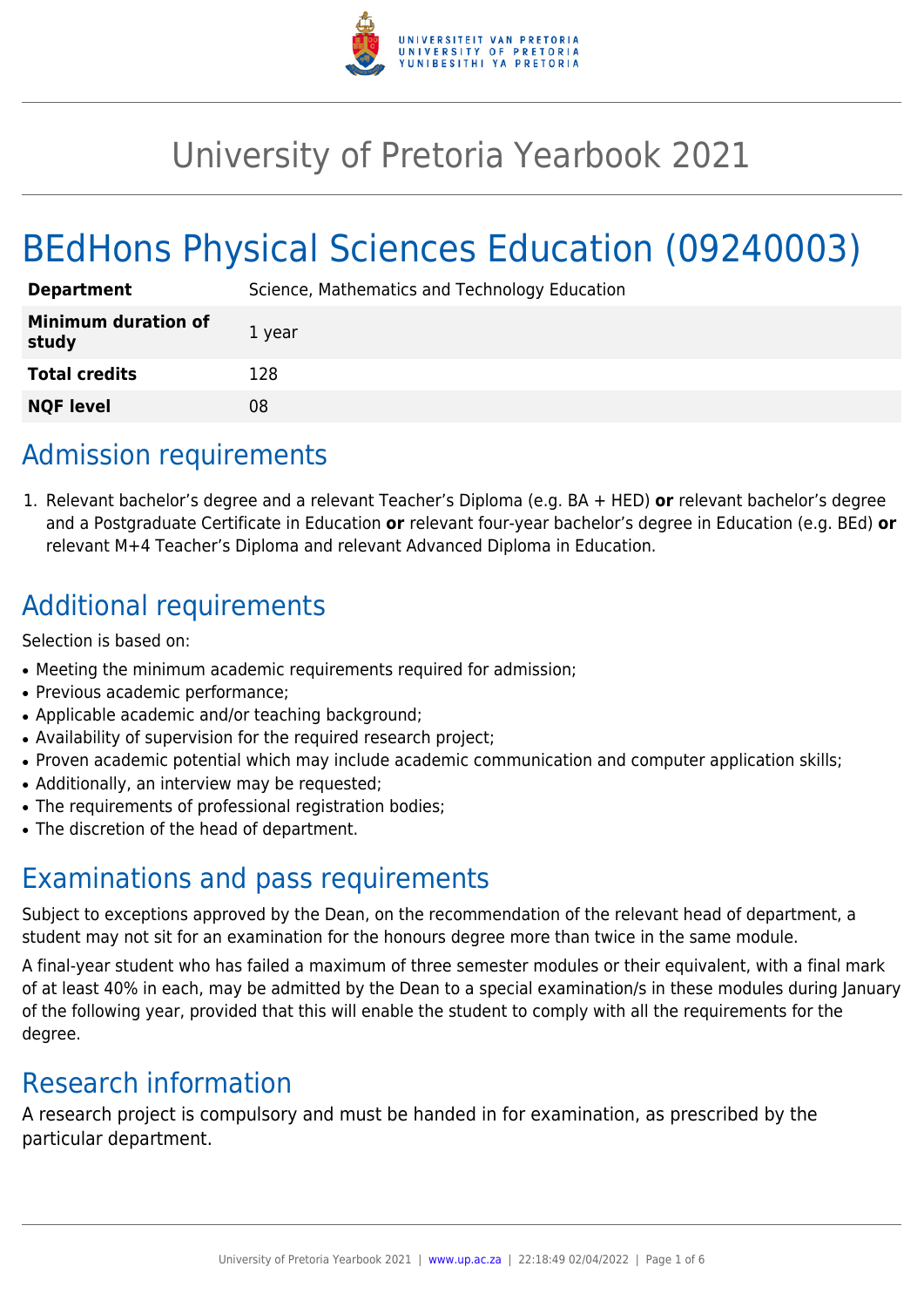# University of Pretoria Yearbook 2021

# BEdHons Physical Sciences Education (09240003)

| **Department** | Science, Mathematics and Technology Education |
| --- | --- |
| **Minimum duration of study** | 1 year |
| **Total credits** | 128 |
| **NQF level** | 08 |

## Admission requirements

1. Relevant bachelor's degree and a relevant Teacher's Diploma (e.g. BA + HED) **or** relevant bachelor's degree and a Postgraduate Certificate in Education **or** relevant four-year bachelor's degree in Education (e.g. BEd) **or** relevant M+4 Teacher's Diploma and relevant Advanced Diploma in Education.

## Additional requirements

Selection is based on:

- Meeting the minimum academic requirements required for admission;
- Previous academic performance;
- Applicable academic and/or teaching background;
- Availability of supervision for the required research project;
- Proven academic potential which may include academic communication and computer application skills;
- Additionally, an interview may be requested;
- The requirements of professional registration bodies;
- The discretion of the head of department.

## Examinations and pass requirements

Subject to exceptions approved by the Dean, on the recommendation of the relevant head of department, a student may not sit for an examination for the honours degree more than twice in the same module.

A final-year student who has failed a maximum of three semester modules or their equivalent, with a final mark of at least 40% in each, may be admitted by the Dean to a special examination/s in these modules during January of the following year, provided that this will enable the student to comply with all the requirements for the degree.

## Research information

A research project is compulsory and must be handed in for examination, as prescribed by the particular department.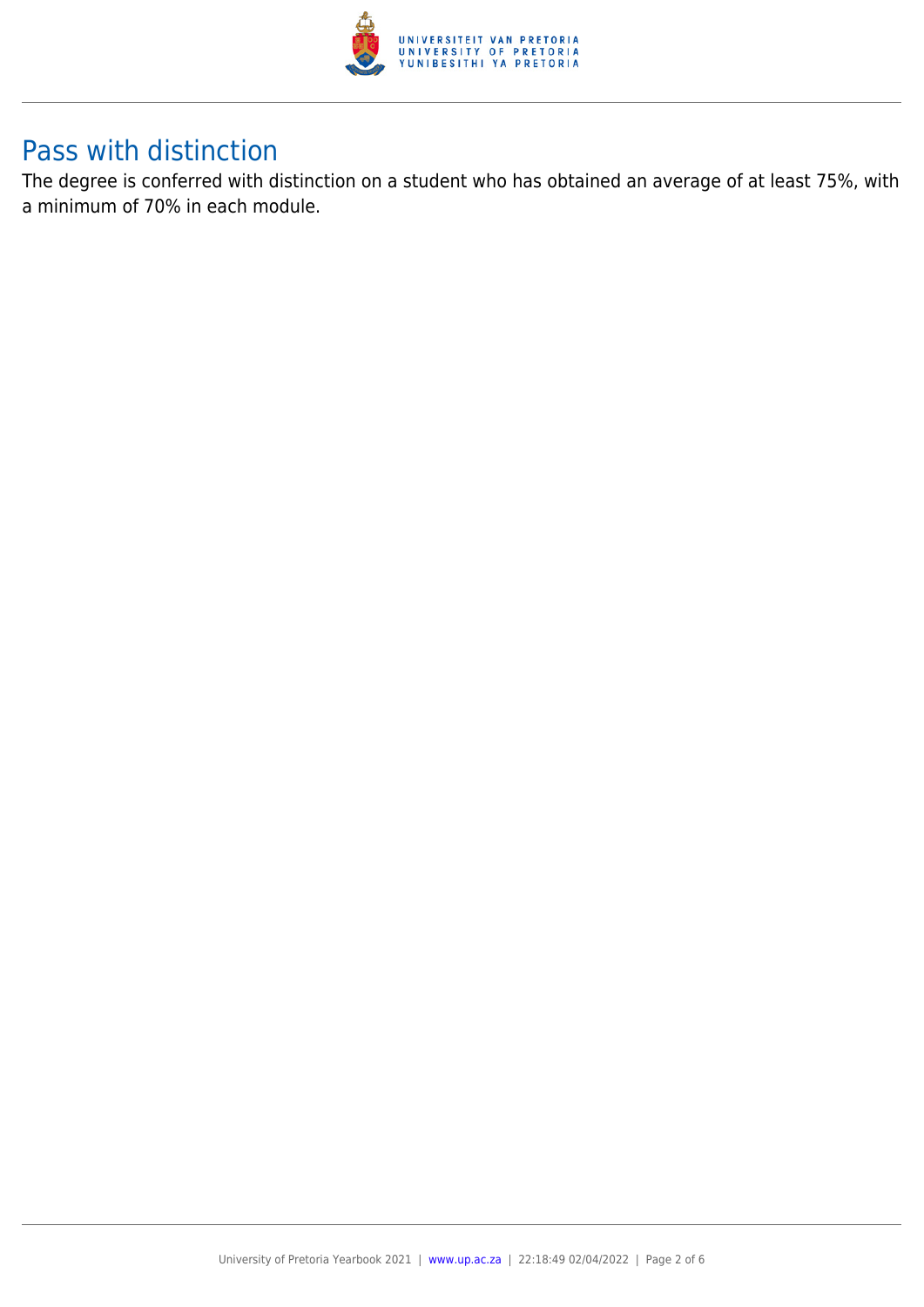## Pass with distinction

The degree is conferred with distinction on a student who has obtained an average of at least 75%, with a minimum of 70% in each module.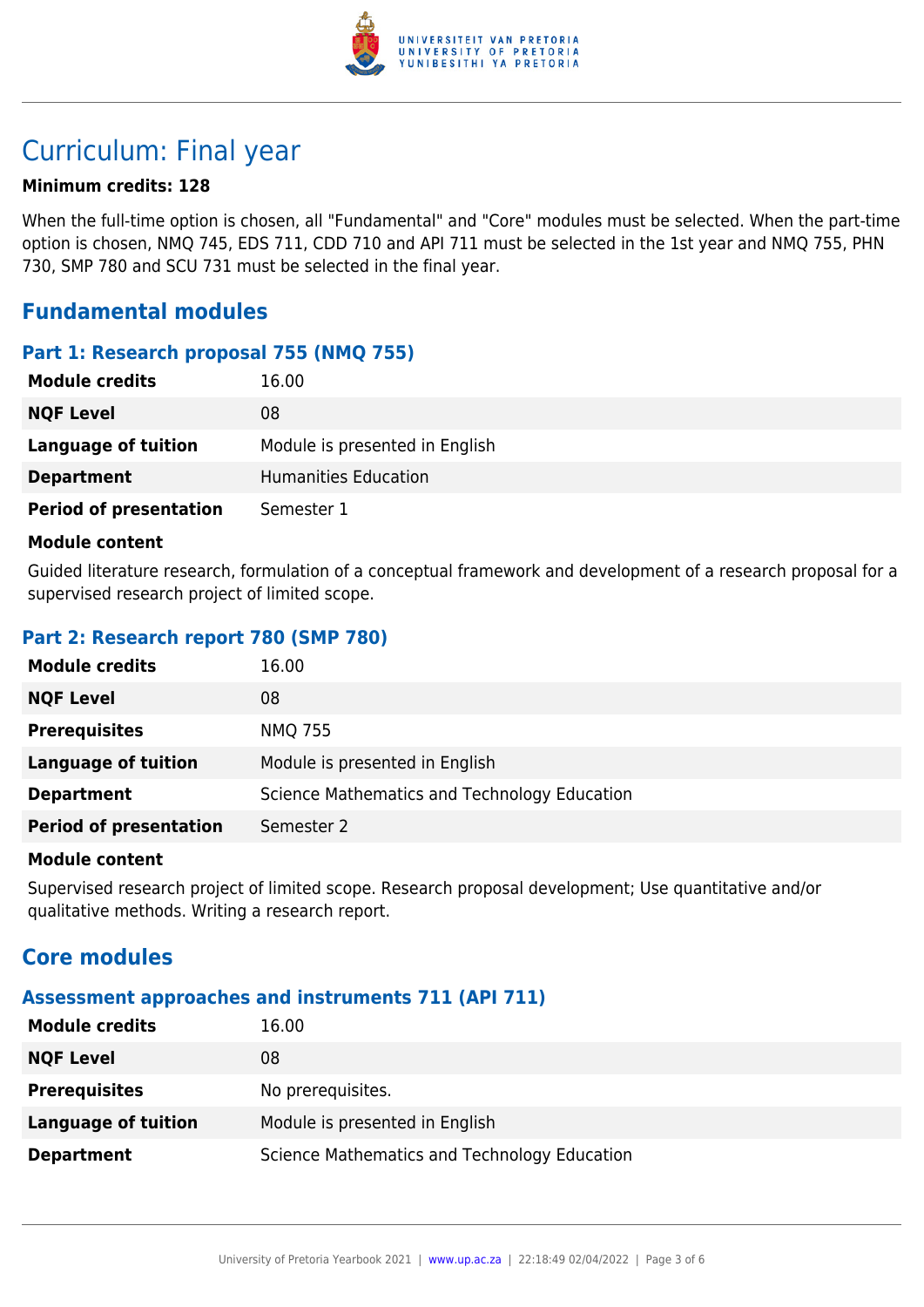# Curriculum: Final year

**Minimum credits: 128**

When the full-time option is chosen, all "Fundamental" and "Core" modules must be selected. When the part-time option is chosen, NMQ 745, EDS 711, CDD 710 and API 711 must be selected in the 1st year and NMQ 755, PHN 730, SMP 780 and SCU 731 must be selected in the final year.

## Fundamental modules

### Part 1: Research proposal 755 (NMQ 755)

| | |
|---|---|
| **Module credits** | 16.00 |
| **NQF Level** | 08 |
| **Language of tuition** | Module is presented in English |
| **Department** | Humanities Education |
| **Period of presentation** | Semester 1 |

**Module content**

Guided literature research, formulation of a conceptual framework and development of a research proposal for a supervised research project of limited scope.

### Part 2: Research report 780 (SMP 780)

| | |
|---|---|
| **Module credits** | 16.00 |
| **NQF Level** | 08 |
| **Prerequisites** | NMQ 755 |
| **Language of tuition** | Module is presented in English |
| **Department** | Science Mathematics and Technology Education |
| **Period of presentation** | Semester 2 |

**Module content**

Supervised research project of limited scope. Research proposal development; Use quantitative and/or qualitative methods. Writing a research report.

## Core modules

### Assessment approaches and instruments 711 (API 711)

| | |
|---|---|
| **Module credits** | 16.00 |
| **NQF Level** | 08 |
| **Prerequisites** | No prerequisites. |
| **Language of tuition** | Module is presented in English |
| **Department** | Science Mathematics and Technology Education |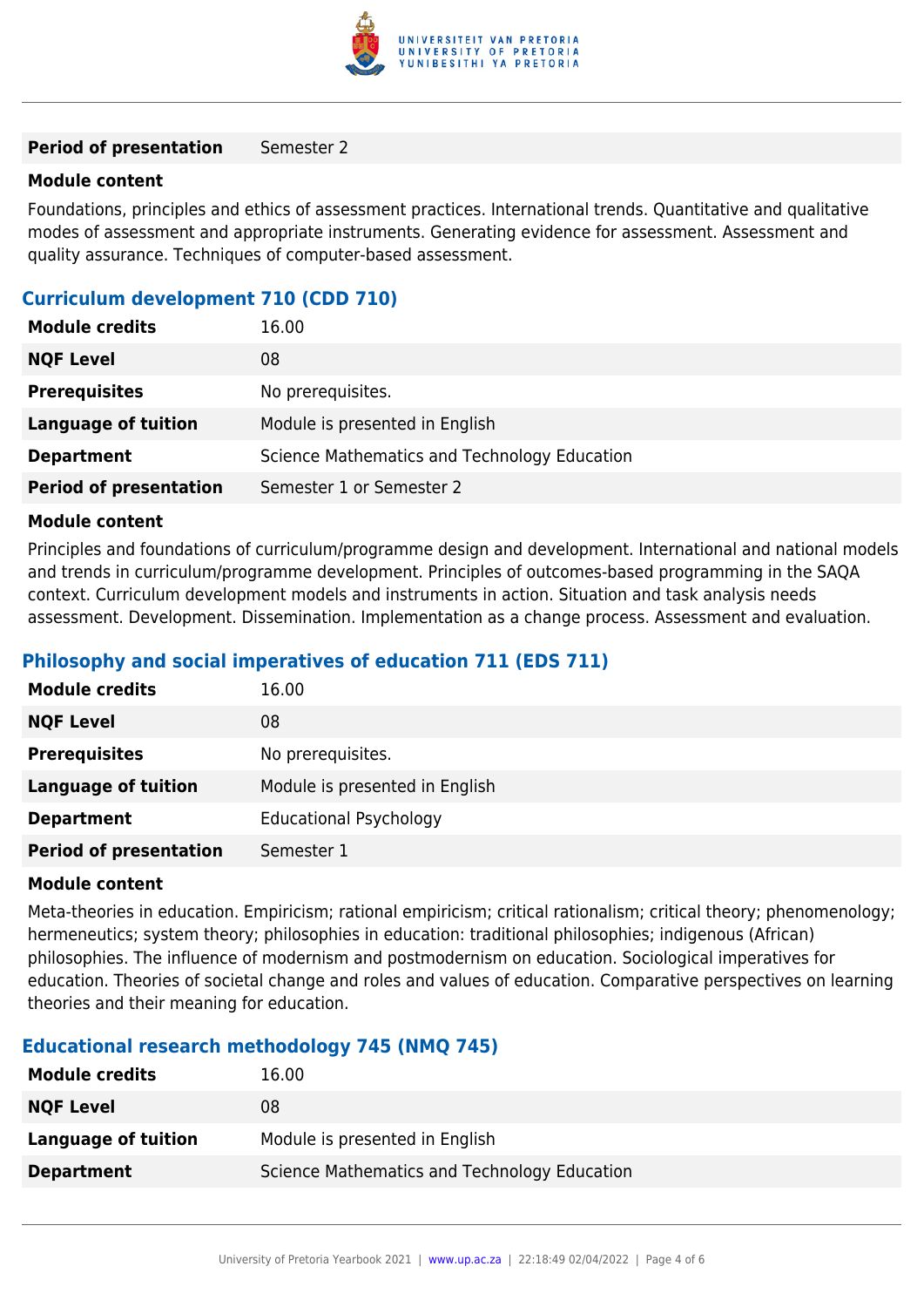| **Period of presentation** | Semester 2 |
|---|---|

**Module content**

Foundations, principles and ethics of assessment practices. International trends. Quantitative and qualitative modes of assessment and appropriate instruments. Generating evidence for assessment. Assessment and quality assurance. Techniques of computer-based assessment.

### Curriculum development 710 (CDD 710)

| **Module credits** | 16.00 |
|---|---|
| **NQF Level** | 08 |
| **Prerequisites** | No prerequisites. |
| **Language of tuition** | Module is presented in English |
| **Department** | Science Mathematics and Technology Education |
| **Period of presentation** | Semester 1 or Semester 2 |

**Module content**

Principles and foundations of curriculum/programme design and development. International and national models and trends in curriculum/programme development. Principles of outcomes-based programming in the SAQA context. Curriculum development models and instruments in action. Situation and task analysis needs assessment. Development. Dissemination. Implementation as a change process. Assessment and evaluation.

### Philosophy and social imperatives of education 711 (EDS 711)

| **Module credits** | 16.00 |
|---|---|
| **NQF Level** | 08 |
| **Prerequisites** | No prerequisites. |
| **Language of tuition** | Module is presented in English |
| **Department** | Educational Psychology |
| **Period of presentation** | Semester 1 |

**Module content**

Meta-theories in education. Empiricism; rational empiricism; critical rationalism; critical theory; phenomenology; hermeneutics; system theory; philosophies in education: traditional philosophies; indigenous (African) philosophies. The influence of modernism and postmodernism on education. Sociological imperatives for education. Theories of societal change and roles and values of education. Comparative perspectives on learning theories and their meaning for education.

### Educational research methodology 745 (NMQ 745)

| **Module credits** | 16.00 |
|---|---|
| **NQF Level** | 08 |
| **Language of tuition** | Module is presented in English |
| **Department** | Science Mathematics and Technology Education |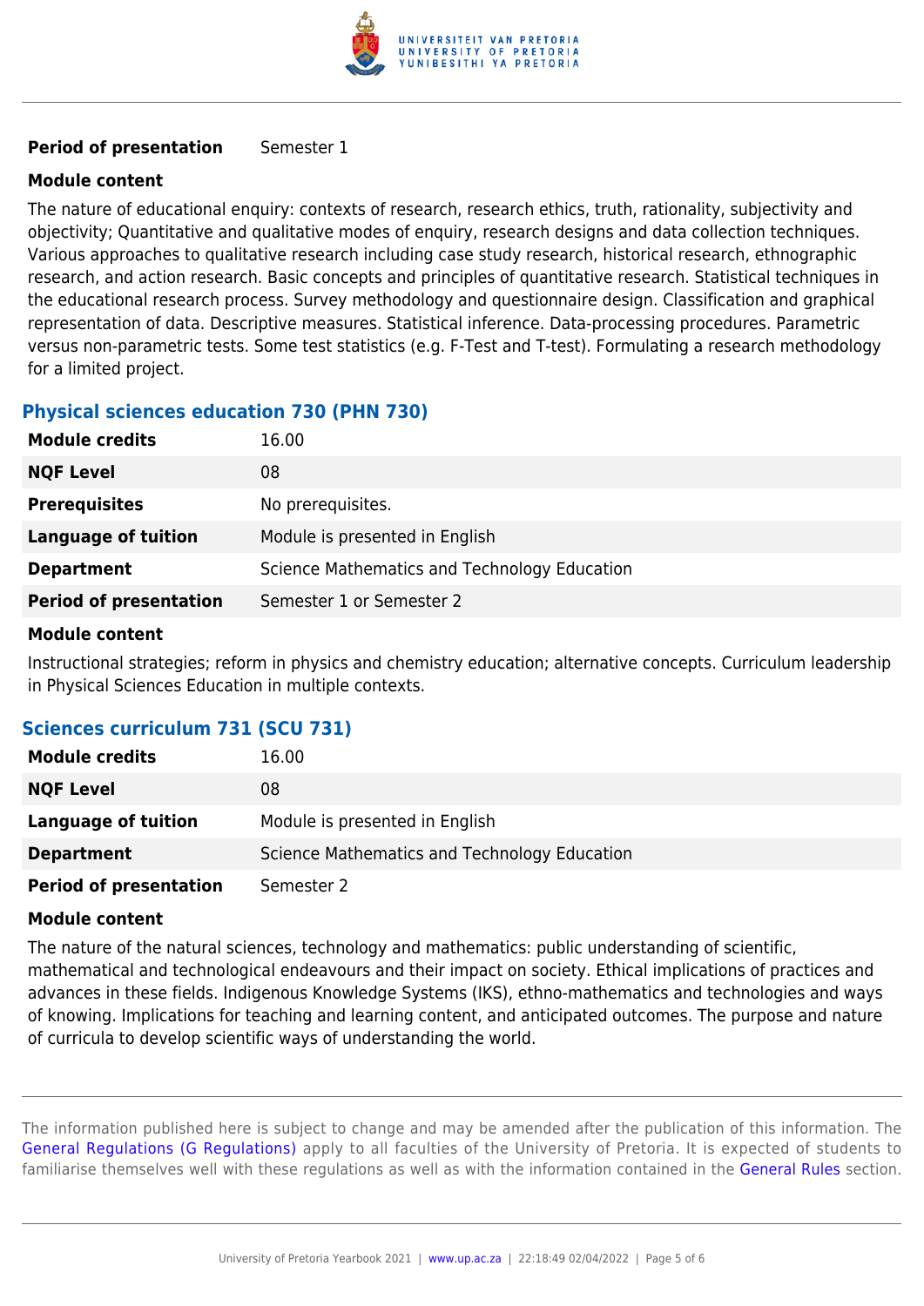| | |
|---|---|
| **Period of presentation** | Semester 1 |

**Module content**

The nature of educational enquiry: contexts of research, research ethics, truth, rationality, subjectivity and objectivity; Quantitative and qualitative modes of enquiry, research designs and data collection techniques. Various approaches to qualitative research including case study research, historical research, ethnographic research, and action research. Basic concepts and principles of quantitative research. Statistical techniques in the educational research process. Survey methodology and questionnaire design. Classification and graphical representation of data. Descriptive measures. Statistical inference. Data-processing procedures. Parametric versus non-parametric tests. Some test statistics (e.g. F-Test and T-test). Formulating a research methodology for a limited project.

### Physical sciences education 730 (PHN 730)

| | |
|---|---|
| **Module credits** | 16.00 |
| **NQF Level** | 08 |
| **Prerequisites** | No prerequisites. |
| **Language of tuition** | Module is presented in English |
| **Department** | Science Mathematics and Technology Education |
| **Period of presentation** | Semester 1 or Semester 2 |

**Module content**

Instructional strategies; reform in physics and chemistry education; alternative concepts. Curriculum leadership in Physical Sciences Education in multiple contexts.

### Sciences curriculum 731 (SCU 731)

| | |
|---|---|
| **Module credits** | 16.00 |
| **NQF Level** | 08 |
| **Language of tuition** | Module is presented in English |
| **Department** | Science Mathematics and Technology Education |
| **Period of presentation** | Semester 2 |

**Module content**

The nature of the natural sciences, technology and mathematics: public understanding of scientific, mathematical and technological endeavours and their impact on society. Ethical implications of practices and advances in these fields. Indigenous Knowledge Systems (IKS), ethno-mathematics and technologies and ways of knowing. Implications for teaching and learning content, and anticipated outcomes. The purpose and nature of curricula to develop scientific ways of understanding the world.

The information published here is subject to change and may be amended after the publication of this information. The General Regulations (G Regulations) apply to all faculties of the University of Pretoria. It is expected of students to familiarise themselves well with these regulations as well as with the information contained in the General Rules section.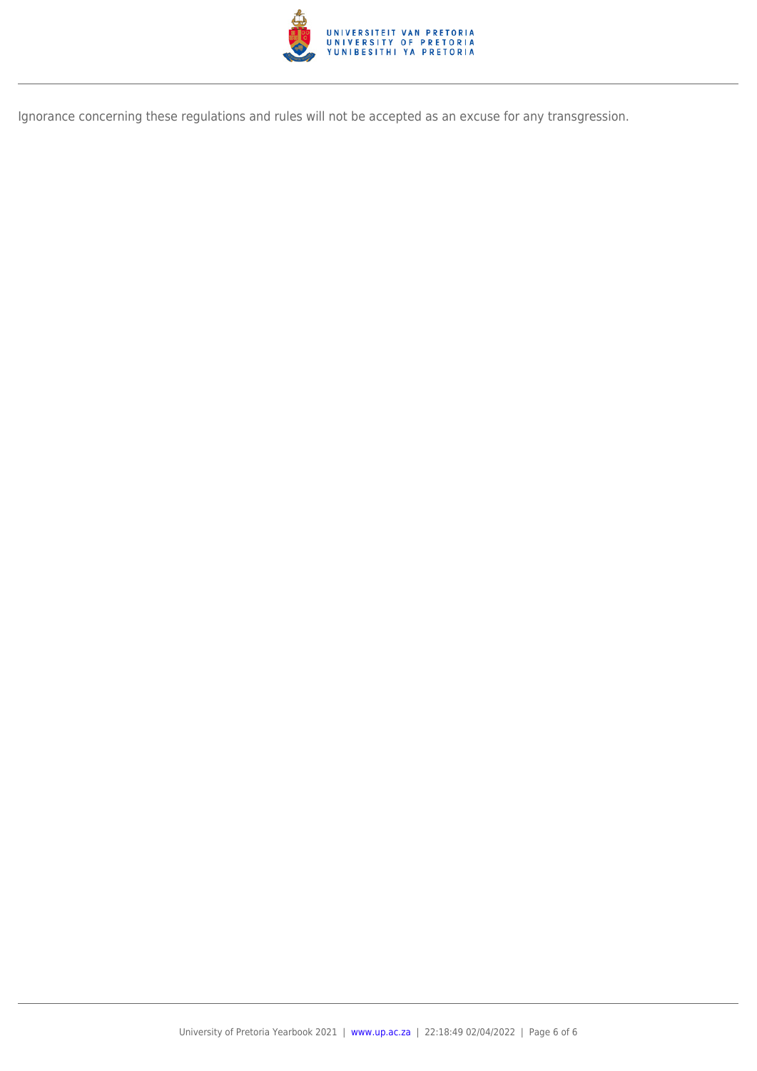Ignorance concerning these regulations and rules will not be accepted as an excuse for any transgression.